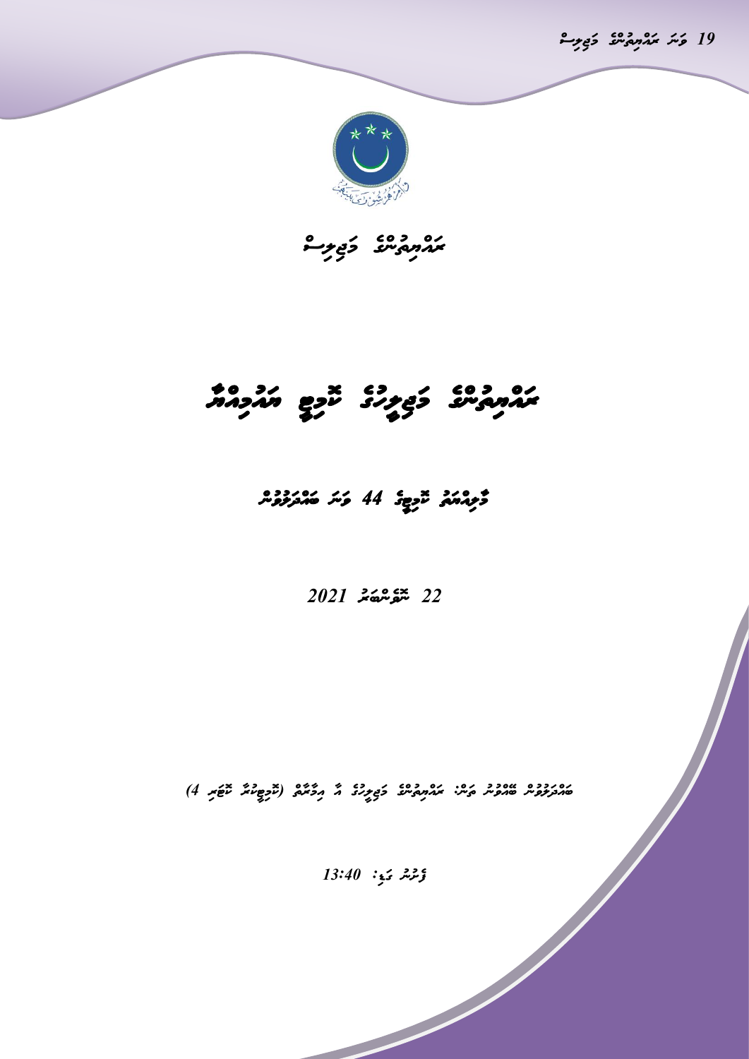ރައްޔިތުންގެ މަޖިލިސް

# ރައްޔިތުންގެ މަޖިލީހުގެ ރިޕޯޓު ޢަދުލިއްޔާ

## މަޖިލީހުގެ ރިޕޯޓު 44 ވަނަ ބައްދަލުވުން

22 ނޮވެންބަރު 2021

ބައްދަލުވުން ބާއްވާނެ ތަން: ރައްޔިތުންގެ މަޖިލީހުގެ ޢިމާރާތު (ކޮމިޓީ ރޫމް 4)

ފެށުނު ގަޑި: 13:40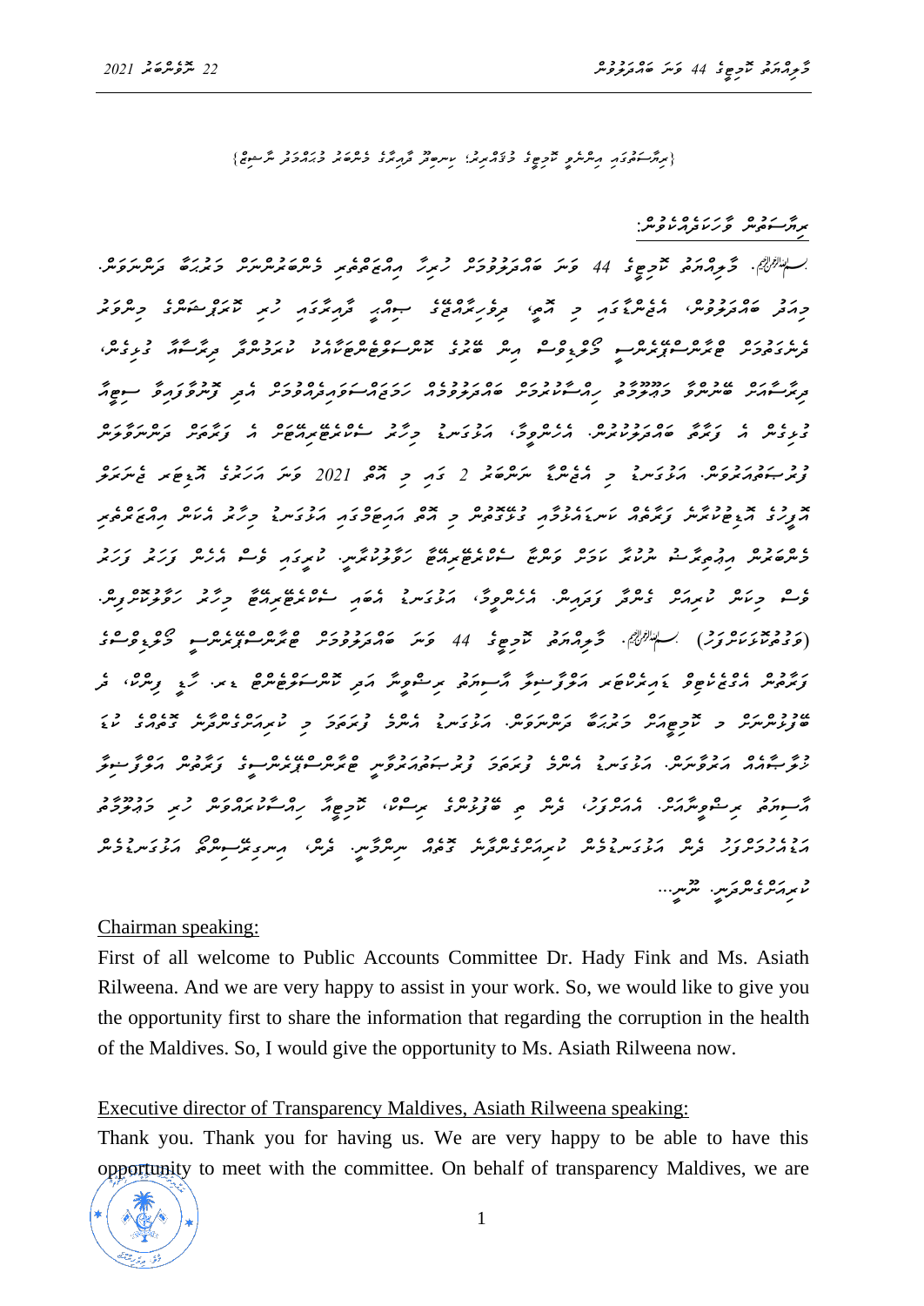{ރިޔާސަތުގައި އިންނެވި ކޮމިޓީގެ މެމްބަރު: ހިންނަވަރު ދާއިރާގެ މެންބަރު މުޙައްމަދު ނާޝިޒް}

ރިޔާސަތުން ވާހަކަދެއްކެވުން:

بسم الله الرحمن الرحيم. މާލިއްޔަތު ކޮމިޓީގެ 44 ވަނަ ބައްދަލުވުމަށް ހުރިހާ އިޙްތިރާމާއި މެންބަރުންނަށް މަރުޙަބާ ދަންނަވަން. މިއަދު ބައްދަލުވުން، އެޖެންޑާގައި މި އޮތީ، ދިވެހިރާއްޖޭގެ ސިއްޙީ ދާއިރާގައި ހުރި ކޮރަޕްޝަންގެ މައްސަލަ ދެކެވިގެން ޓްރާންސްޕޭރަންސީ މޯލްޑިވްސް އިން ބޭފުޅުން ޕަބްލިކް އެކައުންޓްސް ކޮމިޓީ ރިޔާސަތާ ގުޅިގެން، ރިޔާސަތަށް ބޭނުންވާ މައުލޫމާތު ހިއްސާކުރުމަށް ބައްދަލުވުމެއް ހަމަޖެހިގެން ދިޔައިރު އެ ބޭފުޅުން ސިޓީއާ ގުޅިގެން އެ ބޭފުޅުން ބައްދަލުކޮށްދެއްވުމަށް. އެހެންވީމާ، އަޅުގަނޑު މިހާރު ސެކްރެޓޭރިއެޓަށް އެ ބޭފުޅުން ދަންނަވާލާނަން ފުރުސަތު ދެއްވުމަށް. އަޅުގަނޑު މި ފުރުސަތުގައި މި 2021 ވަނަ އަހަރުގެ ޕާކިސްތާނު ޖުލައިމަހު ލޯބީގެ ޕާލިމެންޓަރީ ފިއުޗަރ ކަމިޓީގެ މިނިސްޓަރ ހުކުރު ދުވަހު އިއްތިފާގު މި ދުވަހުގައި އަޅުގަނޑު މިހާރު އެކަން އިއްޒަތްތެރި ބައްދަލުކުރުމާއި ޕެނެލް އެއްބަސްވުމުގެ ފުރުސަތު ކަނޑައެޅިފައި ހުރިގޮތަށް. ކޮމިޓީގައި ވީހާ އެހެން ފަހަރު ވީހާ ވީހާ ފަހަރު މިއަދު ކޮމިޓީ ވެސް ފައިދާ. އެހެންވީމާ، އަޅުގަނޑު އެކަމުގެ ސެކްރެޓޭރިއެޓް މިހާރު ހަމަޖެއްސެވީ ބާއްވަނީ. (ފުރަތަމަ ތަޢާރަފު) بسم الله الرحمن الرحيم. މާލިއްޔަތު ކޮމިޓީގެ 44 ވަނަ ބައްދަލުވުމަށް ޓްރާންސްޕޭރަންސީ މޯލްޑިވްސްގެ ފަރާތުން އެގްޒެކެޓިވް ޑައިރެކްޓަރ އާސިޔަތު ރިލްވީނާ އަދި ޕަބްލިކް އެކައުންޓްސް ކޮމިޓީގެ ޑރ. ހެޑީ ފިންކް، ދެ ބޭފުޅުންނަށް މި ކޮމިޓީއަށް މަރުޙަބާ ދަންނަވަން. އަޅުގަނޑު އެބަ ފުރުސަތު ދެއްވަން މި ރިޔާސަތުގެ ކޮމިޓީގެ ކުރަހާ މަސައްކަތް. އަޅުގަނޑު އެބަ ފުރުސަތު ދެއްވަނީ ޓްރާންސްޕޭރަންސީގެ ފަރާތުން އޮފީސް އާސިޔަތު ރިލްވީނާއަށް. އެއަށްފަހު، ދެން މި ބޭފުޅުންގެ ރިޕޯޓް، ކޮމިޓީ ޕްރެޒެންޓޭޝަނާއި ހުރި މަޢުލޫމާތާއި ގުޅޭ ސުވާލުތަކަށް ދެން އަޅުގަނޑުމެން ސުވާލުކުރެވޭނެ ފުރުސަތު ދޭނަން. ދެން، އިނގިރޭސިން އަޅުގަނޑުމެން ސުވާލުކުރެވިދާނެ. ޝުކުރިއްޔާ...

Chairman speaking:

First of all welcome to Public Accounts Committee Dr. Hady Fink and Ms. Asiath Rilweena. And we are very happy to assist in your work. So, we would like to give you the opportunity first to share the information that regarding the corruption in the health of the Maldives. So, I would give the opportunity to Ms. Asiath Rilweena now.

Executive director of Transparency Maldives, Asiath Rilweena speaking:

Thank you. Thank you for having us. We are very happy to be able to have this opportunity to meet with the committee. On behalf of transparency Maldives, we are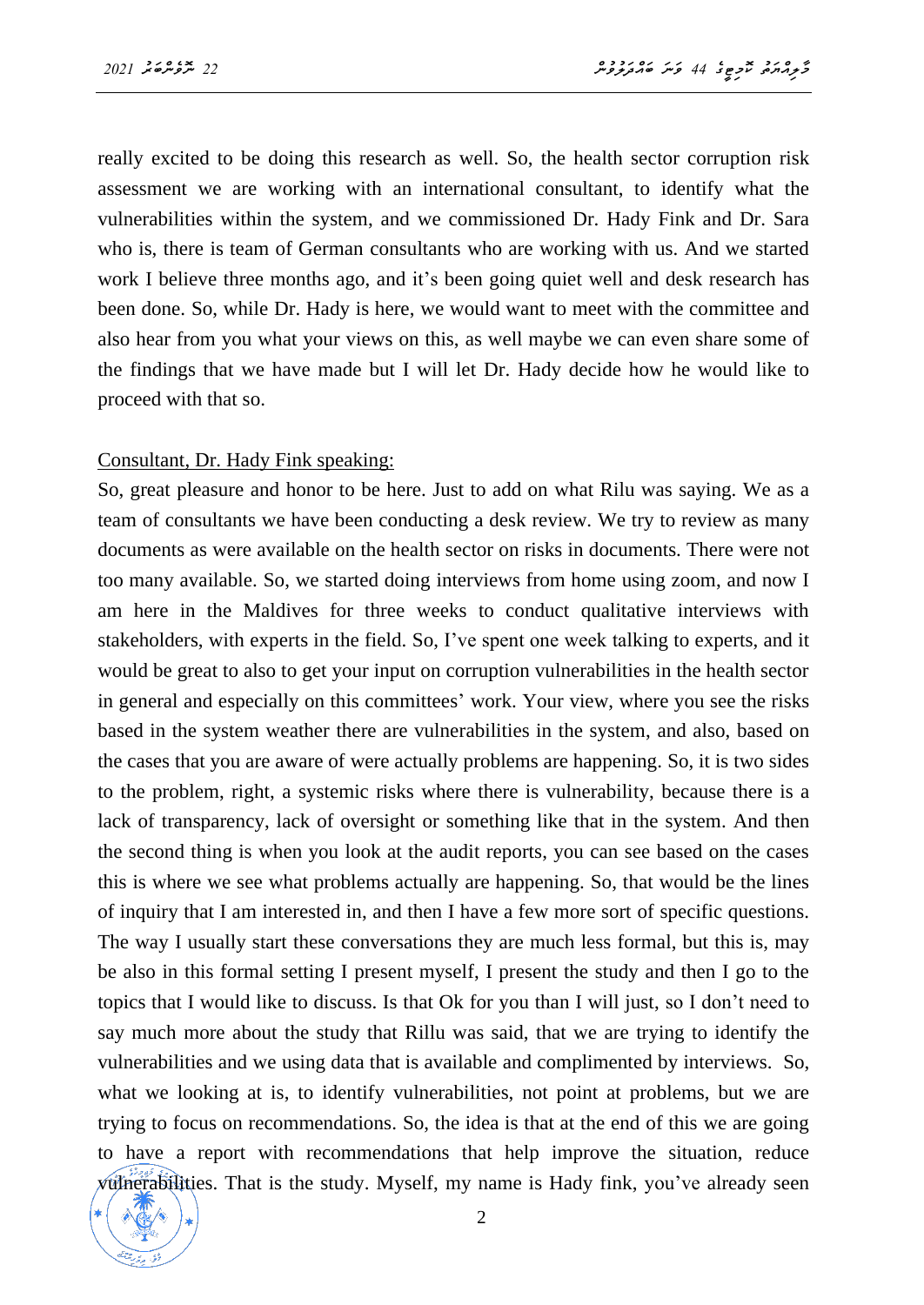really excited to be doing this research as well. So, the health sector corruption risk assessment we are working with an international consultant, to identify what the vulnerabilities within the system, and we commissioned Dr. Hady Fink and Dr. Sara who is, there is team of German consultants who are working with us. And we started work I believe three months ago, and it's been going quiet well and desk research has been done. So, while Dr. Hady is here, we would want to meet with the committee and also hear from you what your views on this, as well maybe we can even share some of the findings that we have made but I will let Dr. Hady decide how he would like to proceed with that so.

<u>Consultant, Dr. Hady Fink speaking:</u>

So, great pleasure and honor to be here. Just to add on what Rilu was saying. We as a team of consultants we have been conducting a desk review. We try to review as many documents as were available on the health sector on risks in documents. There were not too many available. So, we started doing interviews from home using zoom, and now I am here in the Maldives for three weeks to conduct qualitative interviews with stakeholders, with experts in the field. So, I've spent one week talking to experts, and it would be great to also to get your input on corruption vulnerabilities in the health sector in general and especially on this committees' work. Your view, where you see the risks based in the system weather there are vulnerabilities in the system, and also, based on the cases that you are aware of were actually problems are happening. So, it is two sides to the problem, right, a systemic risks where there is vulnerability, because there is a lack of transparency, lack of oversight or something like that in the system. And then the second thing is when you look at the audit reports, you can see based on the cases this is where we see what problems actually are happening. So, that would be the lines of inquiry that I am interested in, and then I have a few more sort of specific questions. The way I usually start these conversations they are much less formal, but this is, may be also in this formal setting I present myself, I present the study and then I go to the topics that I would like to discuss. Is that Ok for you than I will just, so I don't need to say much more about the study that Rillu was said, that we are trying to identify the vulnerabilities and we using data that is available and complimented by interviews. So, what we looking at is, to identify vulnerabilities, not point at problems, but we are trying to focus on recommendations. So, the idea is that at the end of this we are going to have a report with recommendations that help improve the situation, reduce vulnerabilities. That is the study. Myself, my name is Hady fink, you've already seen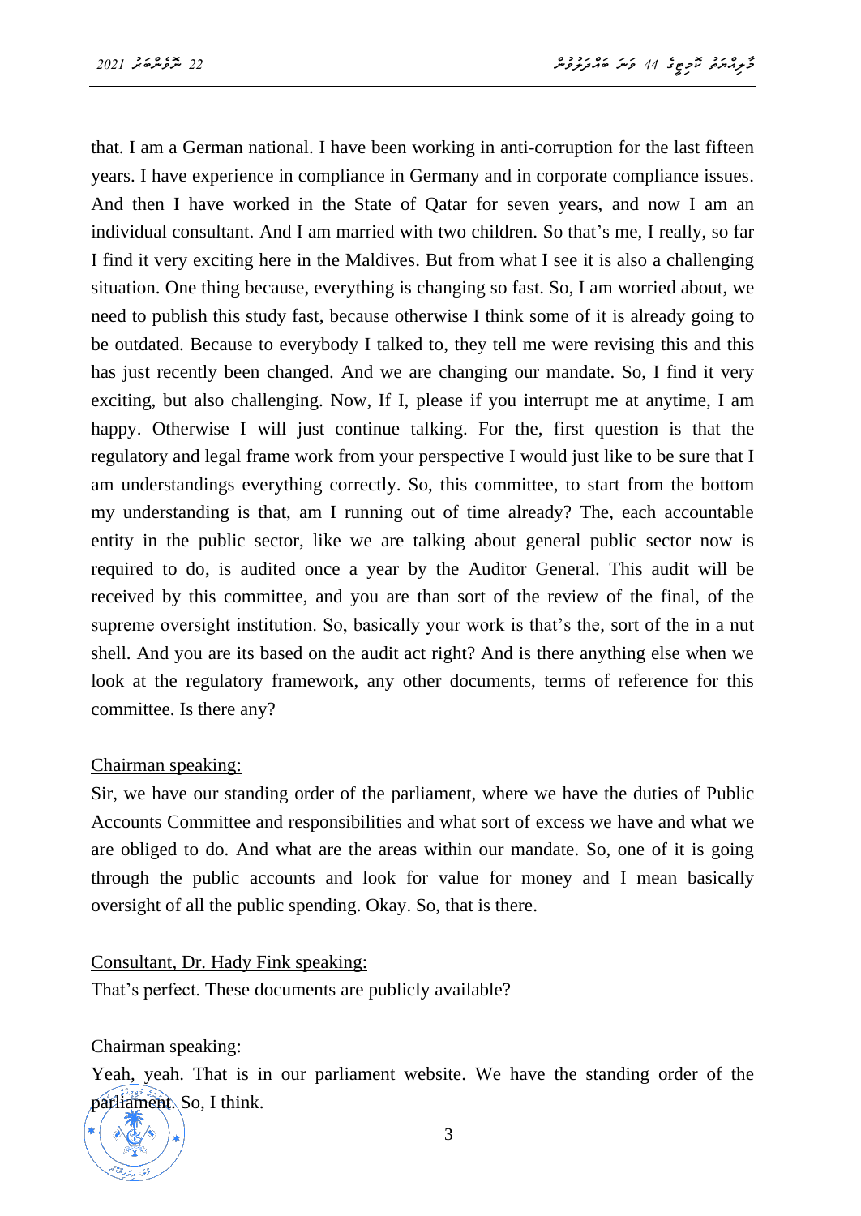that. I am a German national. I have been working in anti-corruption for the last fifteen years. I have experience in compliance in Germany and in corporate compliance issues. And then I have worked in the State of Qatar for seven years, and now I am an individual consultant. And I am married with two children. So that's me, I really, so far I find it very exciting here in the Maldives. But from what I see it is also a challenging situation. One thing because, everything is changing so fast. So, I am worried about, we need to publish this study fast, because otherwise I think some of it is already going to be outdated. Because to everybody I talked to, they tell me were revising this and this has just recently been changed. And we are changing our mandate. So, I find it very exciting, but also challenging. Now, If I, please if you interrupt me at anytime, I am happy. Otherwise I will just continue talking. For the, first question is that the regulatory and legal frame work from your perspective I would just like to be sure that I am understandings everything correctly. So, this committee, to start from the bottom my understanding is that, am I running out of time already? The, each accountable entity in the public sector, like we are talking about general public sector now is required to do, is audited once a year by the Auditor General. This audit will be received by this committee, and you are than sort of the review of the final, of the supreme oversight institution. So, basically your work is that's the, sort of the in a nut shell. And you are its based on the audit act right? And is there anything else when we look at the regulatory framework, any other documents, terms of reference for this committee. Is there any?

<u>Chairman speaking:</u>

Sir, we have our standing order of the parliament, where we have the duties of Public Accounts Committee and responsibilities and what sort of excess we have and what we are obliged to do. And what are the areas within our mandate. So, one of it is going through the public accounts and look for value for money and I mean basically oversight of all the public spending. Okay. So, that is there.

<u>Consultant, Dr. Hady Fink speaking:</u>

That's perfect. These documents are publicly available?

<u>Chairman speaking:</u>

Yeah, yeah. That is in our parliament website. We have the standing order of the parliament. So, I think.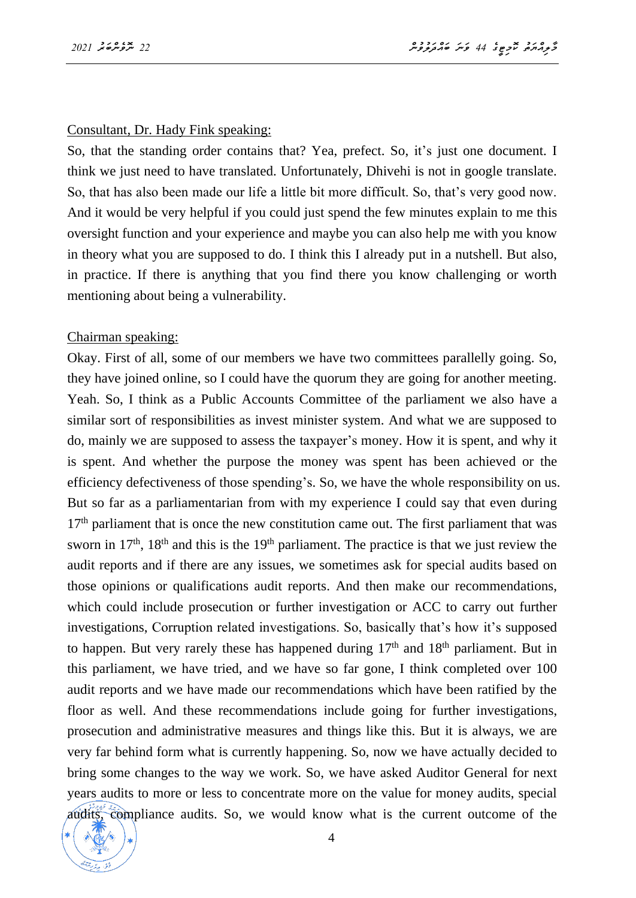Consultant, Dr. Hady Fink speaking:

So, that the standing order contains that? Yea, prefect. So, it's just one document. I think we just need to have translated. Unfortunately, Dhivehi is not in google translate. So, that has also been made our life a little bit more difficult. So, that's very good now. And it would be very helpful if you could just spend the few minutes explain to me this oversight function and your experience and maybe you can also help me with you know in theory what you are supposed to do. I think this I already put in a nutshell. But also, in practice. If there is anything that you find there you know challenging or worth mentioning about being a vulnerability.

Chairman speaking:

Okay. First of all, some of our members we have two committees parallelly going. So, they have joined online, so I could have the quorum they are going for another meeting. Yeah. So, I think as a Public Accounts Committee of the parliament we also have a similar sort of responsibilities as invest minister system. And what we are supposed to do, mainly we are supposed to assess the taxpayer's money. How it is spent, and why it is spent. And whether the purpose the money was spent has been achieved or the efficiency defectiveness of those spending's. So, we have the whole responsibility on us. But so far as a parliamentarian from with my experience I could say that even during 17th parliament that is once the new constitution came out. The first parliament that was sworn in 17th, 18th and this is the 19th parliament. The practice is that we just review the audit reports and if there are any issues, we sometimes ask for special audits based on those opinions or qualifications audit reports. And then make our recommendations, which could include prosecution or further investigation or ACC to carry out further investigations, Corruption related investigations. So, basically that's how it's supposed to happen. But very rarely these has happened during 17th and 18th parliament. But in this parliament, we have tried, and we have so far gone, I think completed over 100 audit reports and we have made our recommendations which have been ratified by the floor as well. And these recommendations include going for further investigations, prosecution and administrative measures and things like this. But it is always, we are very far behind form what is currently happening. So, now we have actually decided to bring some changes to the way we work. So, we have asked Auditor General for next years audits to more or less to concentrate more on the value for money audits, special audits, compliance audits. So, we would know what is the current outcome of the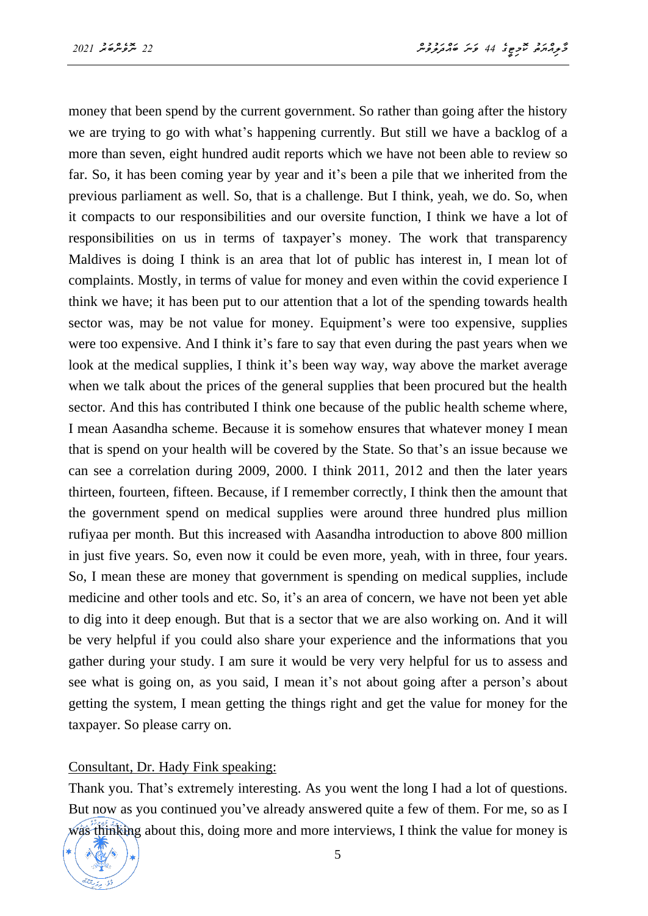money that been spend by the current government. So rather than going after the history we are trying to go with what's happening currently. But still we have a backlog of a more than seven, eight hundred audit reports which we have not been able to review so far. So, it has been coming year by year and it's been a pile that we inherited from the previous parliament as well. So, that is a challenge. But I think, yeah, we do. So, when it compacts to our responsibilities and our oversite function, I think we have a lot of responsibilities on us in terms of taxpayer's money. The work that transparency Maldives is doing I think is an area that lot of public has interest in, I mean lot of complaints. Mostly, in terms of value for money and even within the covid experience I think we have; it has been put to our attention that a lot of the spending towards health sector was, may be not value for money. Equipment's were too expensive, supplies were too expensive. And I think it's fare to say that even during the past years when we look at the medical supplies, I think it's been way way, way above the market average when we talk about the prices of the general supplies that been procured but the health sector. And this has contributed I think one because of the public health scheme where, I mean Aasandha scheme. Because it is somehow ensures that whatever money I mean that is spend on your health will be covered by the State. So that's an issue because we can see a correlation during 2009, 2000. I think 2011, 2012 and then the later years thirteen, fourteen, fifteen. Because, if I remember correctly, I think then the amount that the government spend on medical supplies were around three hundred plus million rufiyaa per month. But this increased with Aasandha introduction to above 800 million in just five years. So, even now it could be even more, yeah, with in three, four years. So, I mean these are money that government is spending on medical supplies, include medicine and other tools and etc. So, it's an area of concern, we have not been yet able to dig into it deep enough. But that is a sector that we are also working on. And it will be very helpful if you could also share your experience and the informations that you gather during your study. I am sure it would be very very helpful for us to assess and see what is going on, as you said, I mean it's not about going after a person's about getting the system, I mean getting the things right and get the value for money for the taxpayer. So please carry on.

<u>Consultant, Dr. Hady Fink speaking:</u>

Thank you. That's extremely interesting. As you went the long I had a lot of questions. But now as you continued you've already answered quite a few of them. For me, so as I was thinking about this, doing more and more interviews, I think the value for money is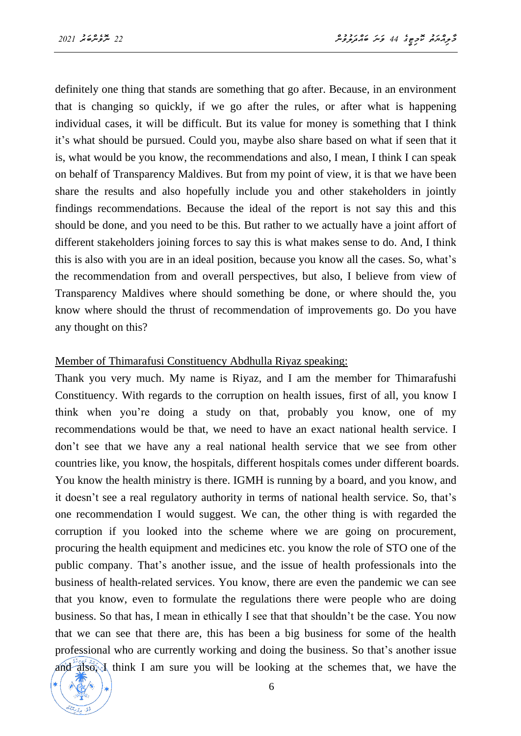definitely one thing that stands are something that go after. Because, in an environment that is changing so quickly, if we go after the rules, or after what is happening individual cases, it will be difficult. But its value for money is something that I think it's what should be pursued. Could you, maybe also share based on what if seen that it is, what would be you know, the recommendations and also, I mean, I think I can speak on behalf of Transparency Maldives. But from my point of view, it is that we have been share the results and also hopefully include you and other stakeholders in jointly findings recommendations. Because the ideal of the report is not say this and this should be done, and you need to be this. But rather to we actually have a joint affort of different stakeholders joining forces to say this is what makes sense to do. And, I think this is also with you are in an ideal position, because you know all the cases. So, what's the recommendation from and overall perspectives, but also, I believe from view of Transparency Maldives where should something be done, or where should the, you know where should the thrust of recommendation of improvements go. Do you have any thought on this?

Member of Thimarafusi Constituency Abdhulla Riyaz speaking:

Thank you very much. My name is Riyaz, and I am the member for Thimarafushi Constituency. With regards to the corruption on health issues, first of all, you know I think when you're doing a study on that, probably you know, one of my recommendations would be that, we need to have an exact national health service. I don't see that we have any a real national health service that we see from other countries like, you know, the hospitals, different hospitals comes under different boards. You know the health ministry is there. IGMH is running by a board, and you know, and it doesn't see a real regulatory authority in terms of national health service. So, that's one recommendation I would suggest. We can, the other thing is with regarded the corruption if you looked into the scheme where we are going on procurement, procuring the health equipment and medicines etc. you know the role of STO one of the public company. That's another issue, and the issue of health professionals into the business of health-related services. You know, there are even the pandemic we can see that you know, even to formulate the regulations there were people who are doing business. So that has, I mean in ethically I see that that shouldn't be the case. You now that we can see that there are, this has been a big business for some of the health professional who are currently working and doing the business. So that's another issue and also, I think I am sure you will be looking at the schemes that, we have the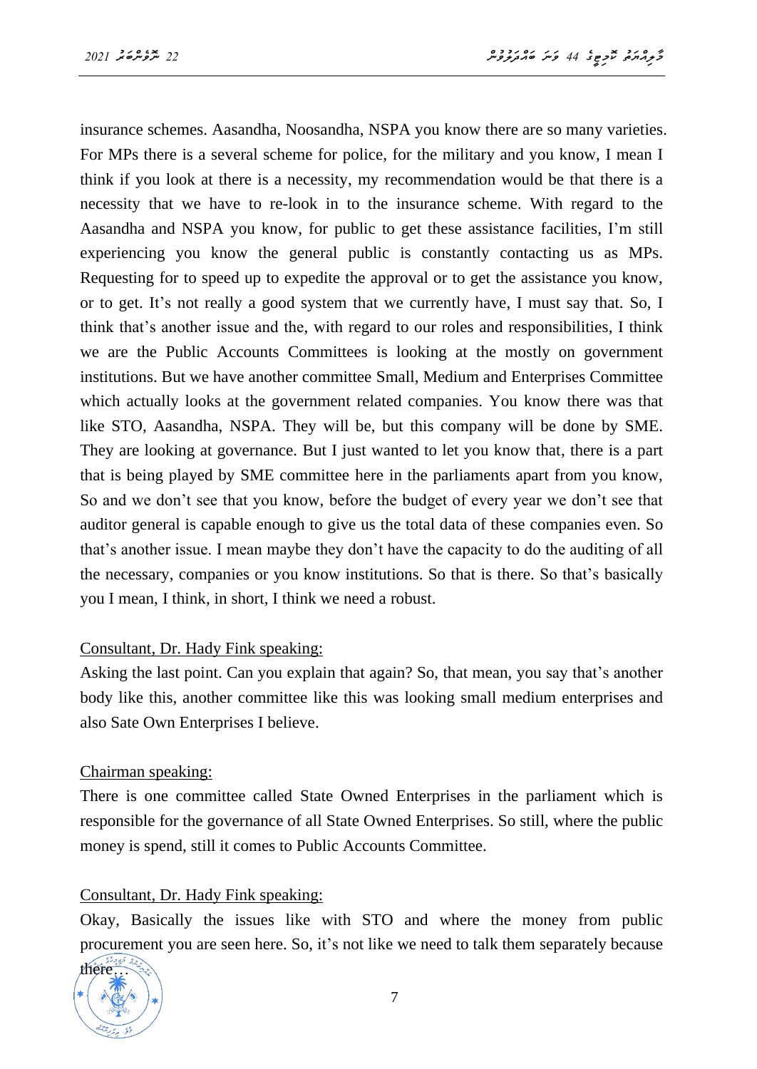insurance schemes. Aasandha, Noosandha, NSPA you know there are so many varieties. For MPs there is a several scheme for police, for the military and you know, I mean I think if you look at there is a necessity, my recommendation would be that there is a necessity that we have to re-look in to the insurance scheme. With regard to the Aasandha and NSPA you know, for public to get these assistance facilities, I'm still experiencing you know the general public is constantly contacting us as MPs. Requesting for to speed up to expedite the approval or to get the assistance you know, or to get. It's not really a good system that we currently have, I must say that. So, I think that's another issue and the, with regard to our roles and responsibilities, I think we are the Public Accounts Committees is looking at the mostly on government institutions. But we have another committee Small, Medium and Enterprises Committee which actually looks at the government related companies. You know there was that like STO, Aasandha, NSPA. They will be, but this company will be done by SME. They are looking at governance. But I just wanted to let you know that, there is a part that is being played by SME committee here in the parliaments apart from you know, So and we don't see that you know, before the budget of every year we don't see that auditor general is capable enough to give us the total data of these companies even. So that's another issue. I mean maybe they don't have the capacity to do the auditing of all the necessary, companies or you know institutions. So that is there. So that's basically you I mean, I think, in short, I think we need a robust.

Consultant, Dr. Hady Fink speaking:

Asking the last point. Can you explain that again? So, that mean, you say that's another body like this, another committee like this was looking small medium enterprises and also Sate Own Enterprises I believe.

Chairman speaking:

There is one committee called State Owned Enterprises in the parliament which is responsible for the governance of all State Owned Enterprises. So still, where the public money is spend, still it comes to Public Accounts Committee.

Consultant, Dr. Hady Fink speaking:

Okay, Basically the issues like with STO and where the money from public procurement you are seen here. So, it's not like we need to talk them separately because there…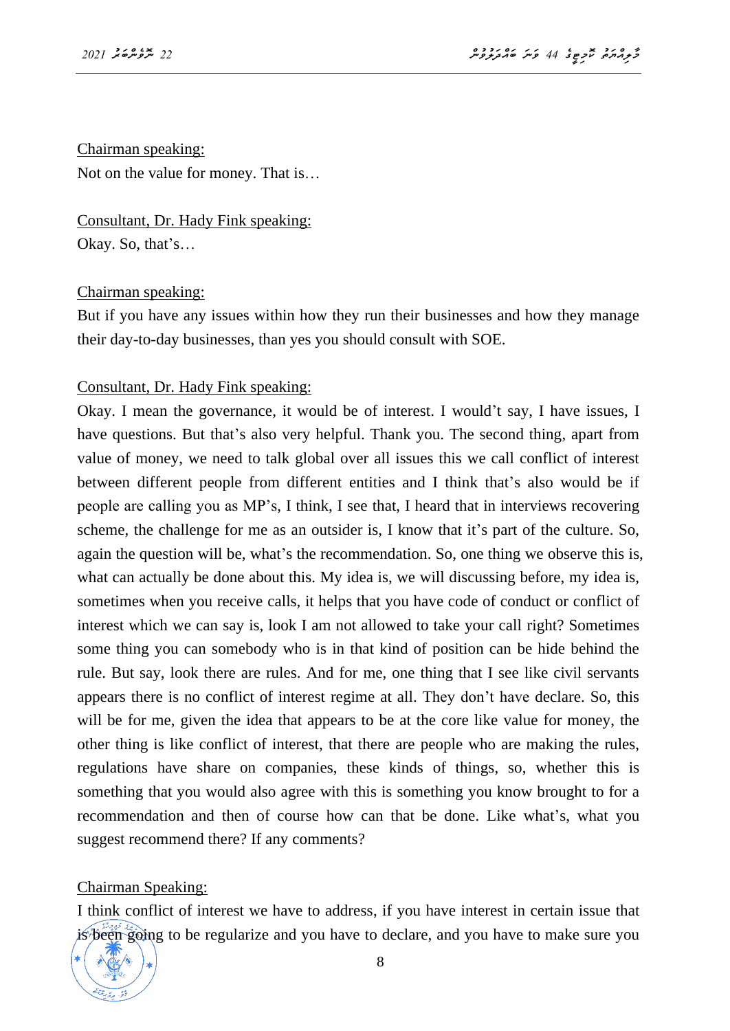Chairman speaking:

Not on the value for money. That is…

Consultant, Dr. Hady Fink speaking:

Okay. So, that's…

Chairman speaking:

But if you have any issues within how they run their businesses and how they manage their day-to-day businesses, than yes you should consult with SOE.

Consultant, Dr. Hady Fink speaking:

Okay. I mean the governance, it would be of interest. I would't say, I have issues, I have questions. But that's also very helpful. Thank you. The second thing, apart from value of money, we need to talk global over all issues this we call conflict of interest between different people from different entities and I think that's also would be if people are calling you as MP's, I think, I see that, I heard that in interviews recovering scheme, the challenge for me as an outsider is, I know that it's part of the culture. So, again the question will be, what's the recommendation. So, one thing we observe this is, what can actually be done about this. My idea is, we will discussing before, my idea is, sometimes when you receive calls, it helps that you have code of conduct or conflict of interest which we can say is, look I am not allowed to take your call right? Sometimes some thing you can somebody who is in that kind of position can be hide behind the rule. But say, look there are rules. And for me, one thing that I see like civil servants appears there is no conflict of interest regime at all. They don't have declare. So, this will be for me, given the idea that appears to be at the core like value for money, the other thing is like conflict of interest, that there are people who are making the rules, regulations have share on companies, these kinds of things, so, whether this is something that you would also agree with this is something you know brought to for a recommendation and then of course how can that be done. Like what's, what you suggest recommend there? If any comments?

Chairman Speaking:

I think conflict of interest we have to address, if you have interest in certain issue that is been going to be regularize and you have to declare, and you have to make sure you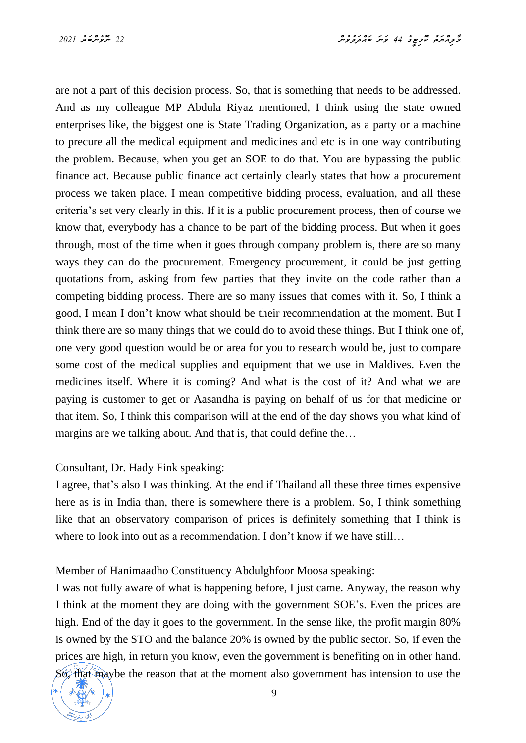are not a part of this decision process. So, that is something that needs to be addressed. And as my colleague MP Abdula Riyaz mentioned, I think using the state owned enterprises like, the biggest one is State Trading Organization, as a party or a machine to precure all the medical equipment and medicines and etc is in one way contributing the problem. Because, when you get an SOE to do that. You are bypassing the public finance act. Because public finance act certainly clearly states that how a procurement process we taken place. I mean competitive bidding process, evaluation, and all these criteria's set very clearly in this. If it is a public procurement process, then of course we know that, everybody has a chance to be part of the bidding process. But when it goes through, most of the time when it goes through company problem is, there are so many ways they can do the procurement. Emergency procurement, it could be just getting quotations from, asking from few parties that they invite on the code rather than a competing bidding process. There are so many issues that comes with it. So, I think a good, I mean I don't know what should be their recommendation at the moment. But I think there are so many things that we could do to avoid these things. But I think one of, one very good question would be or area for you to research would be, just to compare some cost of the medical supplies and equipment that we use in Maldives. Even the medicines itself. Where it is coming? And what is the cost of it? And what we are paying is customer to get or Aasandha is paying on behalf of us for that medicine or that item. So, I think this comparison will at the end of the day shows you what kind of margins are we talking about. And that is, that could define the…

Consultant, Dr. Hady Fink speaking:

I agree, that's also I was thinking. At the end if Thailand all these three times expensive here as is in India than, there is somewhere there is a problem. So, I think something like that an observatory comparison of prices is definitely something that I think is where to look into out as a recommendation. I don't know if we have still…

Member of Hanimaadho Constituency Abdulghfoor Moosa speaking:

I was not fully aware of what is happening before, I just came. Anyway, the reason why I think at the moment they are doing with the government SOE's. Even the prices are high. End of the day it goes to the government. In the sense like, the profit margin 80% is owned by the STO and the balance 20% is owned by the public sector. So, if even the prices are high, in return you know, even the government is benefiting on in other hand. So, that maybe the reason that at the moment also government has intension to use the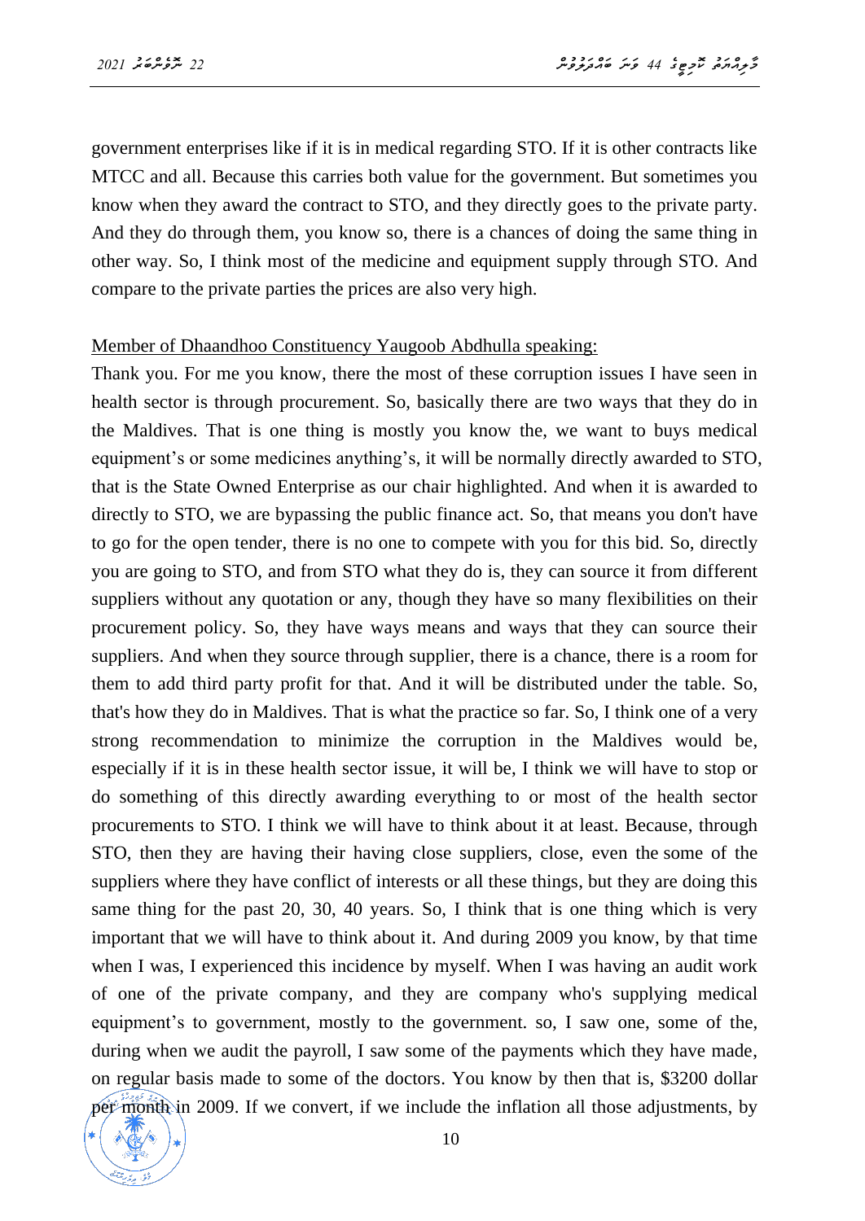government enterprises like if it is in medical regarding STO. If it is other contracts like MTCC and all. Because this carries both value for the government. But sometimes you know when they award the contract to STO, and they directly goes to the private party. And they do through them, you know so, there is a chances of doing the same thing in other way. So, I think most of the medicine and equipment supply through STO. And compare to the private parties the prices are also very high.

Member of Dhaandhoo Constituency Yaugoob Abdhulla speaking:

Thank you. For me you know, there the most of these corruption issues I have seen in health sector is through procurement. So, basically there are two ways that they do in the Maldives. That is one thing is mostly you know the, we want to buys medical equipment's or some medicines anything's, it will be normally directly awarded to STO, that is the State Owned Enterprise as our chair highlighted. And when it is awarded to directly to STO, we are bypassing the public finance act. So, that means you don't have to go for the open tender, there is no one to compete with you for this bid. So, directly you are going to STO, and from STO what they do is, they can source it from different suppliers without any quotation or any, though they have so many flexibilities on their procurement policy. So, they have ways means and ways that they can source their suppliers. And when they source through supplier, there is a chance, there is a room for them to add third party profit for that. And it will be distributed under the table. So, that's how they do in Maldives. That is what the practice so far. So, I think one of a very strong recommendation to minimize the corruption in the Maldives would be, especially if it is in these health sector issue, it will be, I think we will have to stop or do something of this directly awarding everything to or most of the health sector procurements to STO. I think we will have to think about it at least. Because, through STO, then they are having their having close suppliers, close, even the some of the suppliers where they have conflict of interests or all these things, but they are doing this same thing for the past 20, 30, 40 years. So, I think that is one thing which is very important that we will have to think about it. And during 2009 you know, by that time when I was, I experienced this incidence by myself. When I was having an audit work of one of the private company, and they are company who's supplying medical equipment's to government, mostly to the government. so, I saw one, some of the, during when we audit the payroll, I saw some of the payments which they have made, on regular basis made to some of the doctors. You know by then that is, $3200 dollar per month in 2009. If we convert, if we include the inflation all those adjustments, by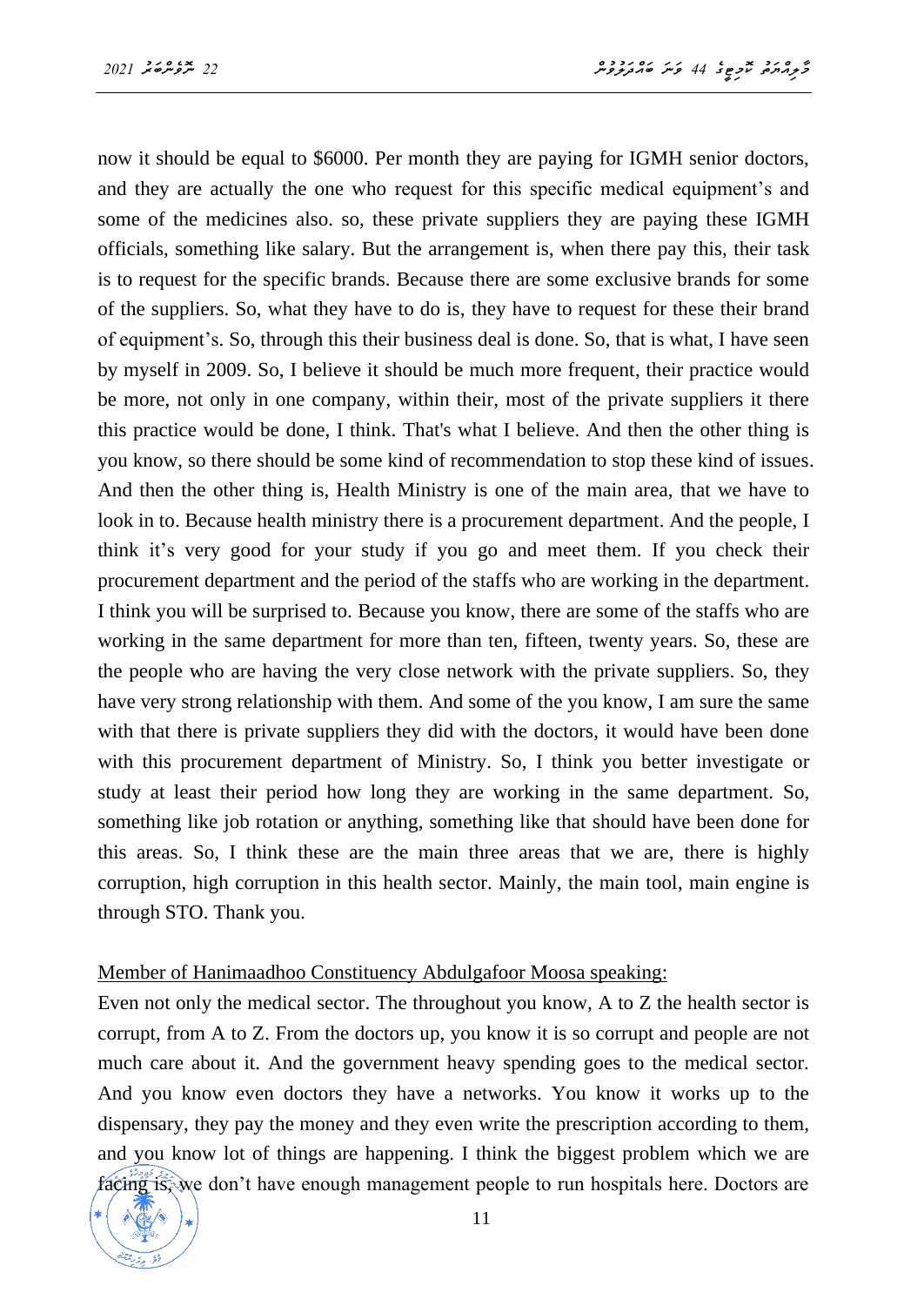now it should be equal to $6000. Per month they are paying for IGMH senior doctors, and they are actually the one who request for this specific medical equipment's and some of the medicines also. so, these private suppliers they are paying these IGMH officials, something like salary. But the arrangement is, when there pay this, their task is to request for the specific brands. Because there are some exclusive brands for some of the suppliers. So, what they have to do is, they have to request for these their brand of equipment's. So, through this their business deal is done. So, that is what, I have seen by myself in 2009. So, I believe it should be much more frequent, their practice would be more, not only in one company, within their, most of the private suppliers it there this practice would be done, I think. That's what I believe. And then the other thing is you know, so there should be some kind of recommendation to stop these kind of issues. And then the other thing is, Health Ministry is one of the main area, that we have to look in to. Because health ministry there is a procurement department. And the people, I think it's very good for your study if you go and meet them. If you check their procurement department and the period of the staffs who are working in the department. I think you will be surprised to. Because you know, there are some of the staffs who are working in the same department for more than ten, fifteen, twenty years. So, these are the people who are having the very close network with the private suppliers. So, they have very strong relationship with them. And some of the you know, I am sure the same with that there is private suppliers they did with the doctors, it would have been done with this procurement department of Ministry. So, I think you better investigate or study at least their period how long they are working in the same department. So, something like job rotation or anything, something like that should have been done for this areas. So, I think these are the main three areas that we are, there is highly corruption, high corruption in this health sector. Mainly, the main tool, main engine is through STO. Thank you.

<u>Member of Hanimaadhoo Constituency Abdulgafoor Moosa speaking:</u>

Even not only the medical sector. The throughout you know, A to Z the health sector is corrupt, from A to Z. From the doctors up, you know it is so corrupt and people are not much care about it. And the government heavy spending goes to the medical sector. And you know even doctors they have a networks. You know it works up to the dispensary, they pay the money and they even write the prescription according to them, and you know lot of things are happening. I think the biggest problem which we are facing is, we don't have enough management people to run hospitals here. Doctors are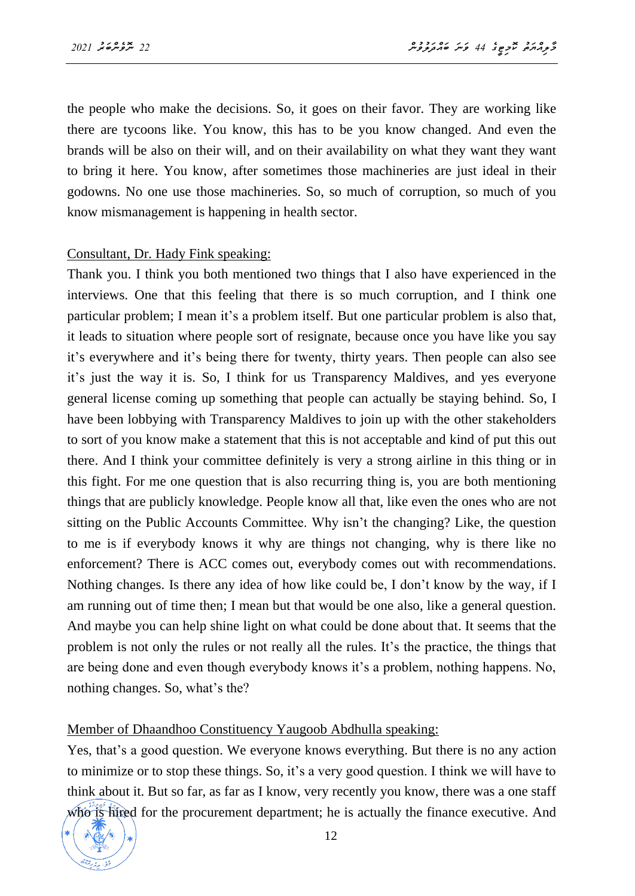the people who make the decisions. So, it goes on their favor. They are working like there are tycoons like. You know, this has to be you know changed. And even the brands will be also on their will, and on their availability on what they want they want to bring it here. You know, after sometimes those machineries are just ideal in their godowns. No one use those machineries. So, so much of corruption, so much of you know mismanagement is happening in health sector.

Consultant, Dr. Hady Fink speaking:

Thank you. I think you both mentioned two things that I also have experienced in the interviews. One that this feeling that there is so much corruption, and I think one particular problem; I mean it's a problem itself. But one particular problem is also that, it leads to situation where people sort of resignate, because once you have like you say it's everywhere and it's being there for twenty, thirty years. Then people can also see it's just the way it is. So, I think for us Transparency Maldives, and yes everyone general license coming up something that people can actually be staying behind. So, I have been lobbying with Transparency Maldives to join up with the other stakeholders to sort of you know make a statement that this is not acceptable and kind of put this out there. And I think your committee definitely is very a strong airline in this thing or in this fight. For me one question that is also recurring thing is, you are both mentioning things that are publicly knowledge. People know all that, like even the ones who are not sitting on the Public Accounts Committee. Why isn't the changing? Like, the question to me is if everybody knows it why are things not changing, why is there like no enforcement? There is ACC comes out, everybody comes out with recommendations. Nothing changes. Is there any idea of how like could be, I don't know by the way, if I am running out of time then; I mean but that would be one also, like a general question. And maybe you can help shine light on what could be done about that. It seems that the problem is not only the rules or not really all the rules. It's the practice, the things that are being done and even though everybody knows it's a problem, nothing happens. No, nothing changes. So, what's the?

Member of Dhaandhoo Constituency Yaugoob Abdhulla speaking:

Yes, that's a good question. We everyone knows everything. But there is no any action to minimize or to stop these things. So, it's a very good question. I think we will have to think about it. But so far, as far as I know, very recently you know, there was a one staff who is hired for the procurement department; he is actually the finance executive. And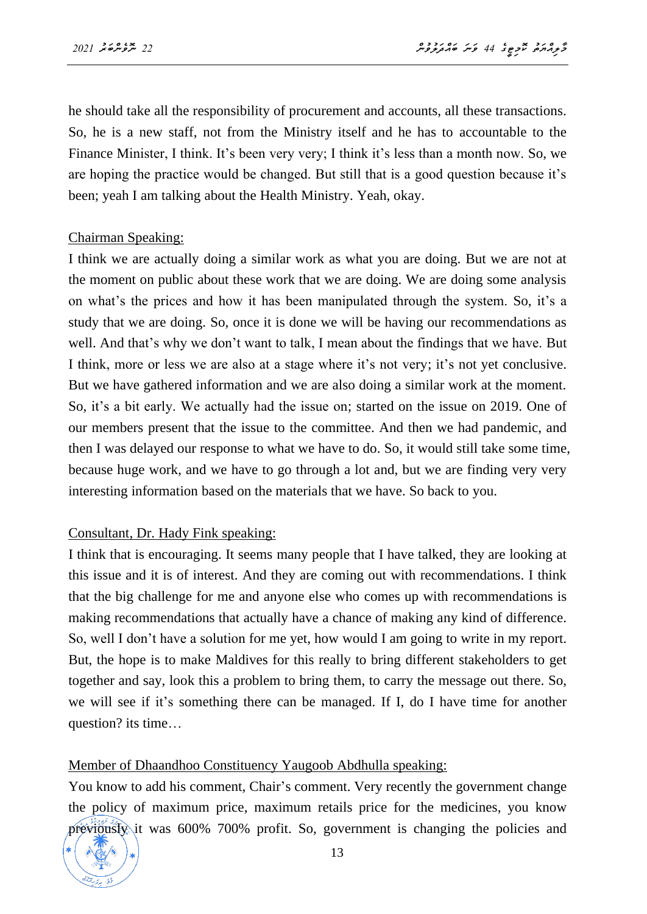he should take all the responsibility of procurement and accounts, all these transactions. So, he is a new staff, not from the Ministry itself and he has to accountable to the Finance Minister, I think. It's been very very; I think it's less than a month now. So, we are hoping the practice would be changed. But still that is a good question because it's been; yeah I am talking about the Health Ministry. Yeah, okay.

Chairman Speaking:

I think we are actually doing a similar work as what you are doing. But we are not at the moment on public about these work that we are doing. We are doing some analysis on what's the prices and how it has been manipulated through the system. So, it's a study that we are doing. So, once it is done we will be having our recommendations as well. And that's why we don't want to talk, I mean about the findings that we have. But I think, more or less we are also at a stage where it's not very; it's not yet conclusive. But we have gathered information and we are also doing a similar work at the moment. So, it's a bit early. We actually had the issue on; started on the issue on 2019. One of our members present that the issue to the committee. And then we had pandemic, and then I was delayed our response to what we have to do. So, it would still take some time, because huge work, and we have to go through a lot and, but we are finding very very interesting information based on the materials that we have. So back to you.

Consultant, Dr. Hady Fink speaking:

I think that is encouraging. It seems many people that I have talked, they are looking at this issue and it is of interest. And they are coming out with recommendations. I think that the big challenge for me and anyone else who comes up with recommendations is making recommendations that actually have a chance of making any kind of difference. So, well I don't have a solution for me yet, how would I am going to write in my report. But, the hope is to make Maldives for this really to bring different stakeholders to get together and say, look this a problem to bring them, to carry the message out there. So, we will see if it's something there can be managed. If I, do I have time for another question? its time…

Member of Dhaandhoo Constituency Yaugoob Abdhulla speaking:

You know to add his comment, Chair's comment. Very recently the government change the policy of maximum price, maximum retails price for the medicines, you know previously it was 600% 700% profit. So, government is changing the policies and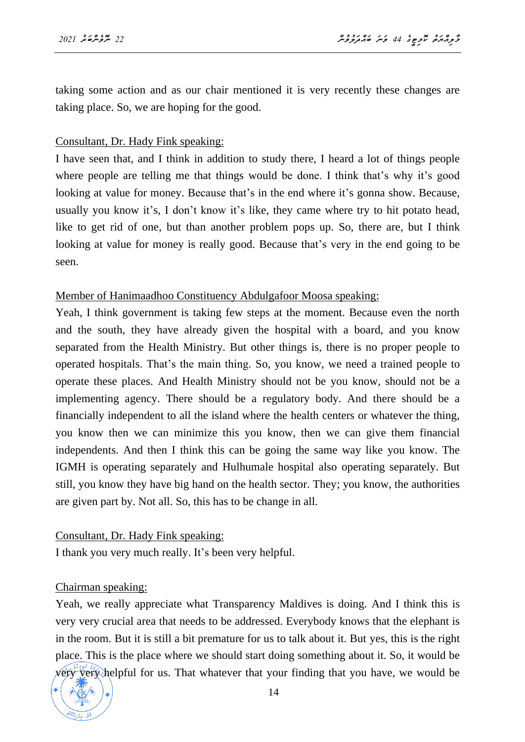taking some action and as our chair mentioned it is very recently these changes are taking place. So, we are hoping for the good.

Consultant, Dr. Hady Fink speaking:

I have seen that, and I think in addition to study there, I heard a lot of things people where people are telling me that things would be done. I think that's why it's good looking at value for money. Because that's in the end where it's gonna show. Because, usually you know it's, I don't know it's like, they came where try to hit potato head, like to get rid of one, but than another problem pops up. So, there are, but I think looking at value for money is really good. Because that's very in the end going to be seen.

Member of Hanimaadhoo Constituency Abdulgafoor Moosa speaking:

Yeah, I think government is taking few steps at the moment. Because even the north and the south, they have already given the hospital with a board, and you know separated from the Health Ministry. But other things is, there is no proper people to operated hospitals. That's the main thing. So, you know, we need a trained people to operate these places. And Health Ministry should not be you know, should not be a implementing agency. There should be a regulatory body. And there should be a financially independent to all the island where the health centers or whatever the thing, you know then we can minimize this you know, then we can give them financial independents. And then I think this can be going the same way like you know. The IGMH is operating separately and Hulhumale hospital also operating separately. But still, you know they have big hand on the health sector. They; you know, the authorities are given part by. Not all. So, this has to be change in all.

Consultant, Dr. Hady Fink speaking:

I thank you very much really. It's been very helpful.

Chairman speaking:

Yeah, we really appreciate what Transparency Maldives is doing. And I think this is very very crucial area that needs to be addressed. Everybody knows that the elephant is in the room. But it is still a bit premature for us to talk about it. But yes, this is the right place. This is the place where we should start doing something about it. So, it would be very very helpful for us. That whatever that your finding that you have, we would be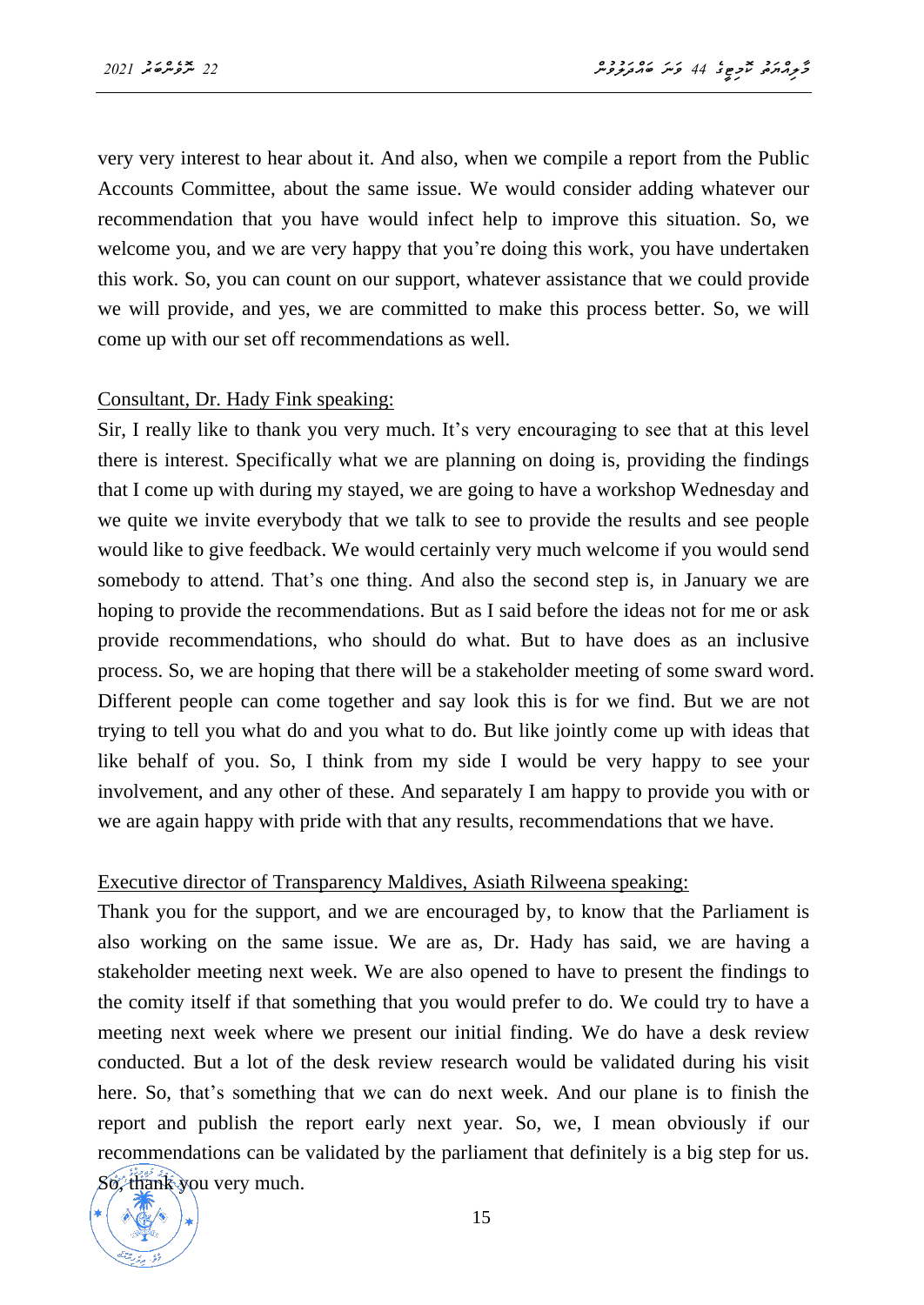very very interest to hear about it. And also, when we compile a report from the Public Accounts Committee, about the same issue. We would consider adding whatever our recommendation that you have would infect help to improve this situation. So, we welcome you, and we are very happy that you're doing this work, you have undertaken this work. So, you can count on our support, whatever assistance that we could provide we will provide, and yes, we are committed to make this process better. So, we will come up with our set off recommendations as well.

Consultant, Dr. Hady Fink speaking:

Sir, I really like to thank you very much. It's very encouraging to see that at this level there is interest. Specifically what we are planning on doing is, providing the findings that I come up with during my stayed, we are going to have a workshop Wednesday and we quite we invite everybody that we talk to see to provide the results and see people would like to give feedback. We would certainly very much welcome if you would send somebody to attend. That's one thing. And also the second step is, in January we are hoping to provide the recommendations. But as I said before the ideas not for me or ask provide recommendations, who should do what. But to have does as an inclusive process. So, we are hoping that there will be a stakeholder meeting of some sward word. Different people can come together and say look this is for we find. But we are not trying to tell you what do and you what to do. But like jointly come up with ideas that like behalf of you. So, I think from my side I would be very happy to see your involvement, and any other of these. And separately I am happy to provide you with or we are again happy with pride with that any results, recommendations that we have.

Executive director of Transparency Maldives, Asiath Rilweena speaking:

Thank you for the support, and we are encouraged by, to know that the Parliament is also working on the same issue. We are as, Dr. Hady has said, we are having a stakeholder meeting next week. We are also opened to have to present the findings to the comity itself if that something that you would prefer to do. We could try to have a meeting next week where we present our initial finding. We do have a desk review conducted. But a lot of the desk review research would be validated during his visit here. So, that's something that we can do next week. And our plane is to finish the report and publish the report early next year. So, we, I mean obviously if our recommendations can be validated by the parliament that definitely is a big step for us. So, thank you very much.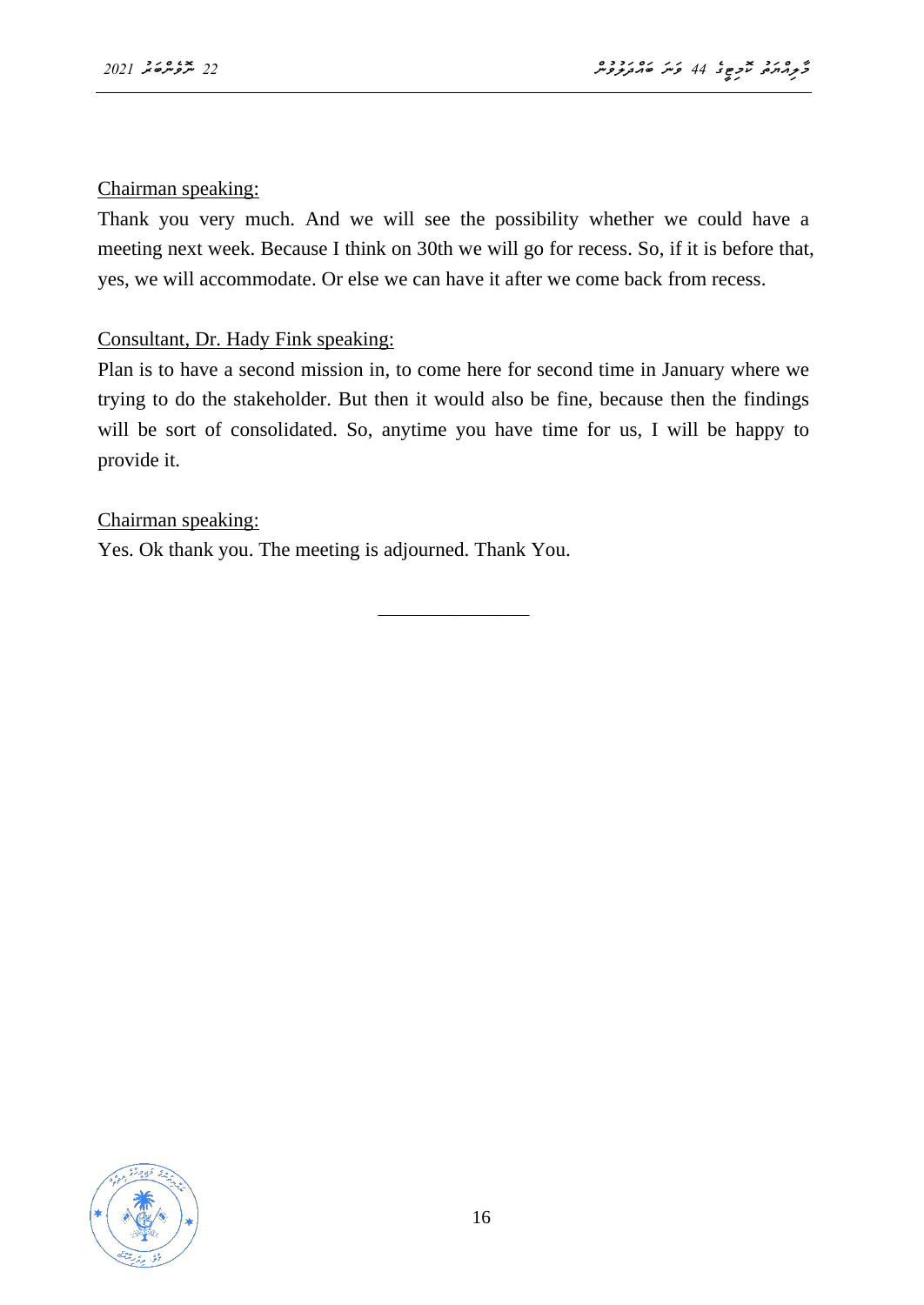Chairman speaking:

Thank you very much. And we will see the possibility whether we could have a meeting next week. Because I think on 30th we will go for recess. So, if it is before that, yes, we will accommodate. Or else we can have it after we come back from recess.

Consultant, Dr. Hady Fink speaking:

Plan is to have a second mission in, to come here for second time in January where we trying to do the stakeholder. But then it would also be fine, because then the findings will be sort of consolidated. So, anytime you have time for us, I will be happy to provide it.

Chairman speaking:

Yes. Ok thank you. The meeting is adjourned. Thank You.

---